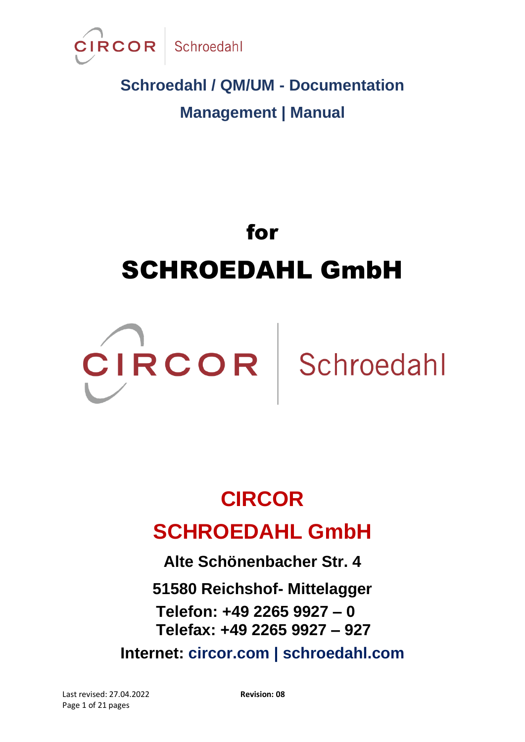CIRCOR | Schroedahl

## Schroedahl / QM/UM - Documentation

## Management | Manual

# for

# SCHROEDAHL GmbH

CIRCOR | Schroedahl

## CIRCOR

## SCHROEDAHL GmbH

**Alte Schönenbacher Str. 4**

**51580 Reichshof- Mittelagger**

**Telefon: +49 2265 9927 – 0**

**Telefax: +49 2265 9927 – 927**

**Internet: circor.com | schroedahl.com**

Last revised: 27.04.2022 **Revision: 08**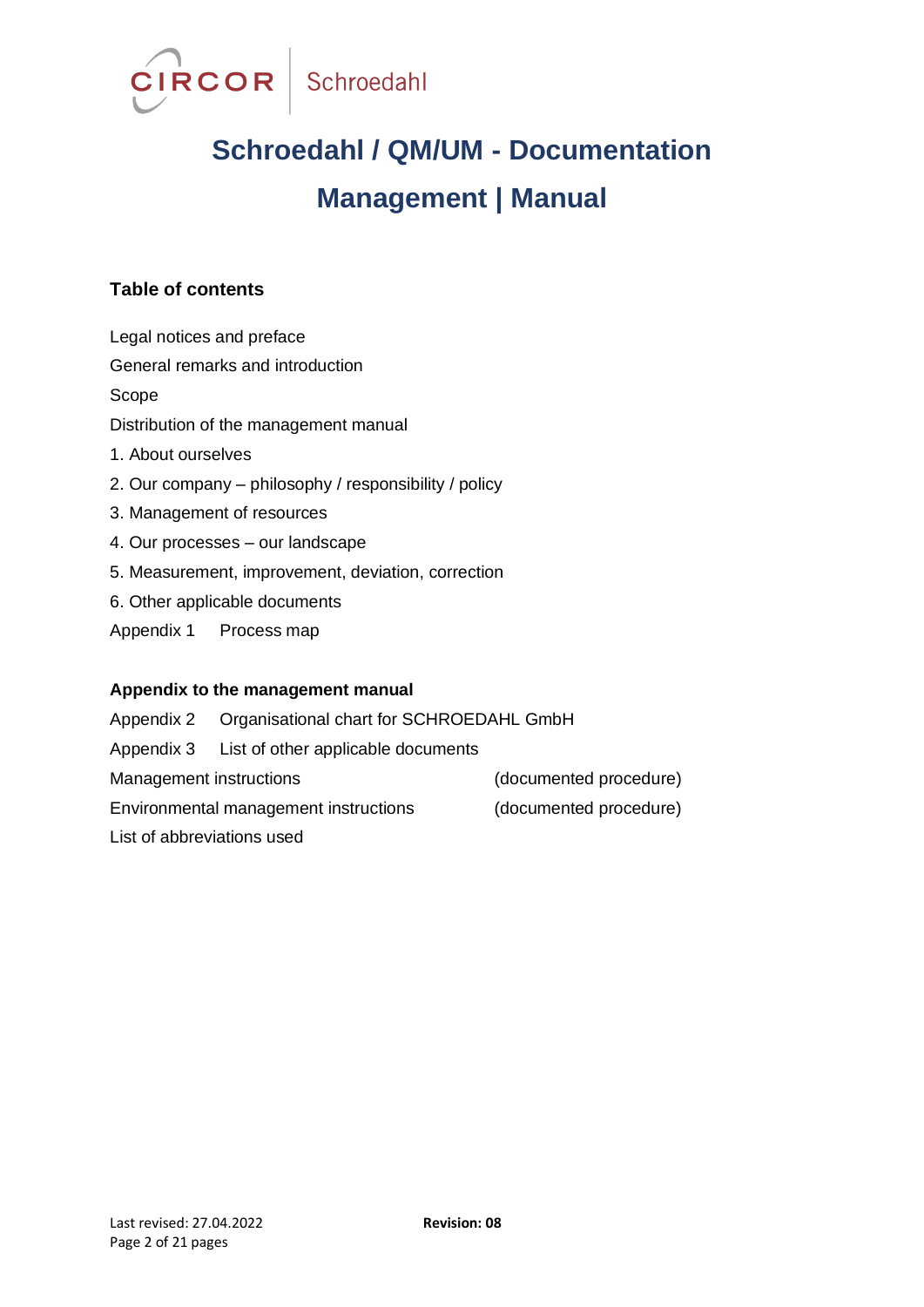# Schroedahl / QM/UM - Documentation Management | Manual

### Table of contents

Legal notices and preface

General remarks and introduction

Scope

Distribution of the management manual

1. About ourselves
2. Our company – philosophy / responsibility / policy
3. Management of resources
4. Our processes – our landscape
5. Measurement, improvement, deviation, correction
6. Other applicable documents

Appendix 1 Process map

**Appendix to the management manual**

Appendix 2 Organisational chart for SCHROEDAHL GmbH

Appendix 3 List of other applicable documents

Management instructions (documented procedure)

Environmental management instructions (documented procedure)

List of abbreviations used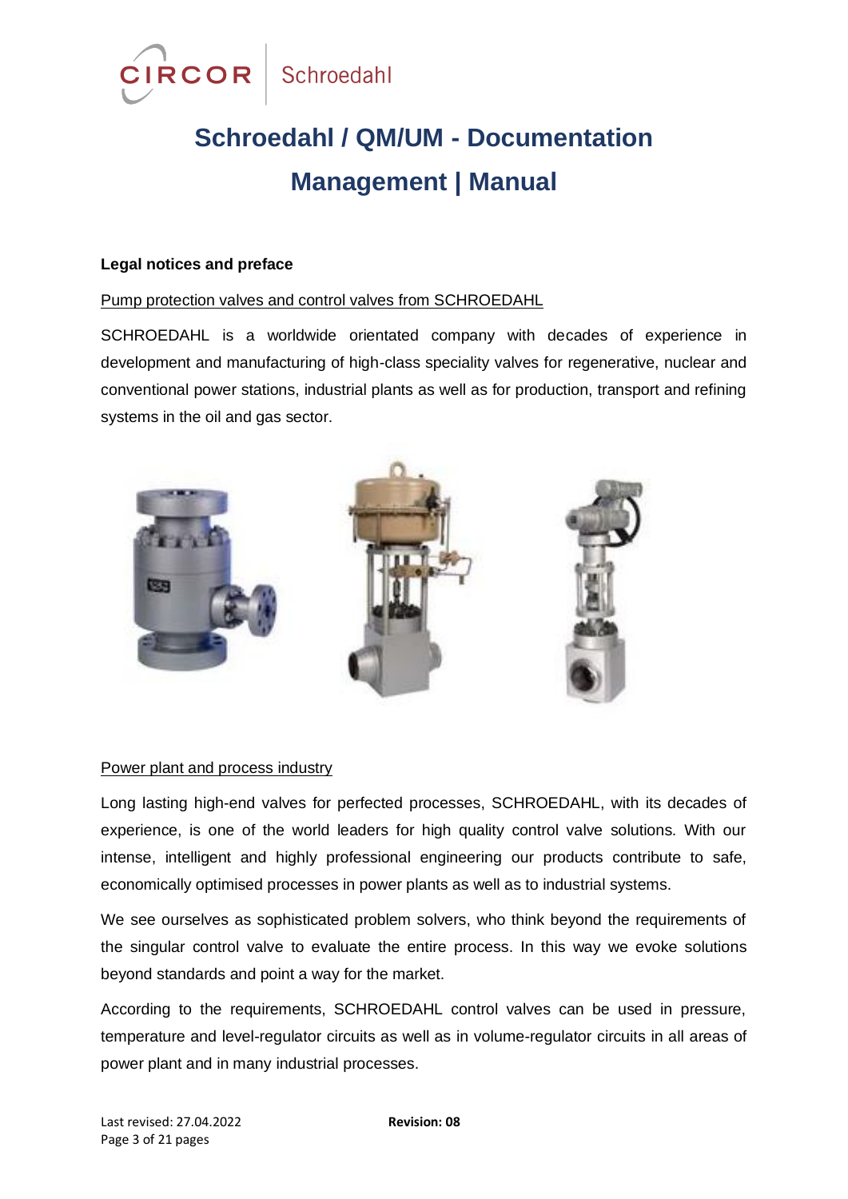# Schroedahl / QM/UM - Documentation Management | Manual

**Legal notices and preface**

Pump protection valves and control valves from SCHROEDAHL

SCHROEDAHL is a worldwide orientated company with decades of experience in development and manufacturing of high-class speciality valves for regenerative, nuclear and conventional power stations, industrial plants as well as for production, transport and refining systems in the oil and gas sector.

Power plant and process industry

Long lasting high-end valves for perfected processes, SCHROEDAHL, with its decades of experience, is one of the world leaders for high quality control valve solutions. With our intense, intelligent and highly professional engineering our products contribute to safe, economically optimised processes in power plants as well as to industrial systems.

We see ourselves as sophisticated problem solvers, who think beyond the requirements of the singular control valve to evaluate the entire process. In this way we evoke solutions beyond standards and point a way for the market.

According to the requirements, SCHROEDAHL control valves can be used in pressure, temperature and level-regulator circuits as well as in volume-regulator circuits in all areas of power plant and in many industrial processes.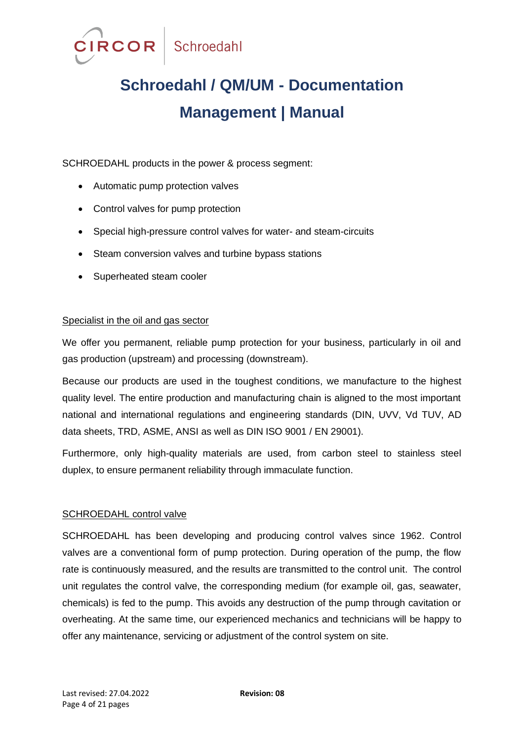SCHROEDAHL products in the power & process segment:

- Automatic pump protection valves
- Control valves for pump protection
- Special high-pressure control valves for water- and steam-circuits
- Steam conversion valves and turbine bypass stations
- Superheated steam cooler

<u>Specialist in the oil and gas sector</u>

We offer you permanent, reliable pump protection for your business, particularly in oil and gas production (upstream) and processing (downstream).

Because our products are used in the toughest conditions, we manufacture to the highest quality level. The entire production and manufacturing chain is aligned to the most important national and international regulations and engineering standards (DIN, UVV, Vd TUV, AD data sheets, TRD, ASME, ANSI as well as DIN ISO 9001 / EN 29001).

Furthermore, only high-quality materials are used, from carbon steel to stainless steel duplex, to ensure permanent reliability through immaculate function.

<u>SCHROEDAHL control valve</u>

SCHROEDAHL has been developing and producing control valves since 1962. Control valves are a conventional form of pump protection. During operation of the pump, the flow rate is continuously measured, and the results are transmitted to the control unit. The control unit regulates the control valve, the corresponding medium (for example oil, gas, seawater, chemicals) is fed to the pump. This avoids any destruction of the pump through cavitation or overheating. At the same time, our experienced mechanics and technicians will be happy to offer any maintenance, servicing or adjustment of the control system on site.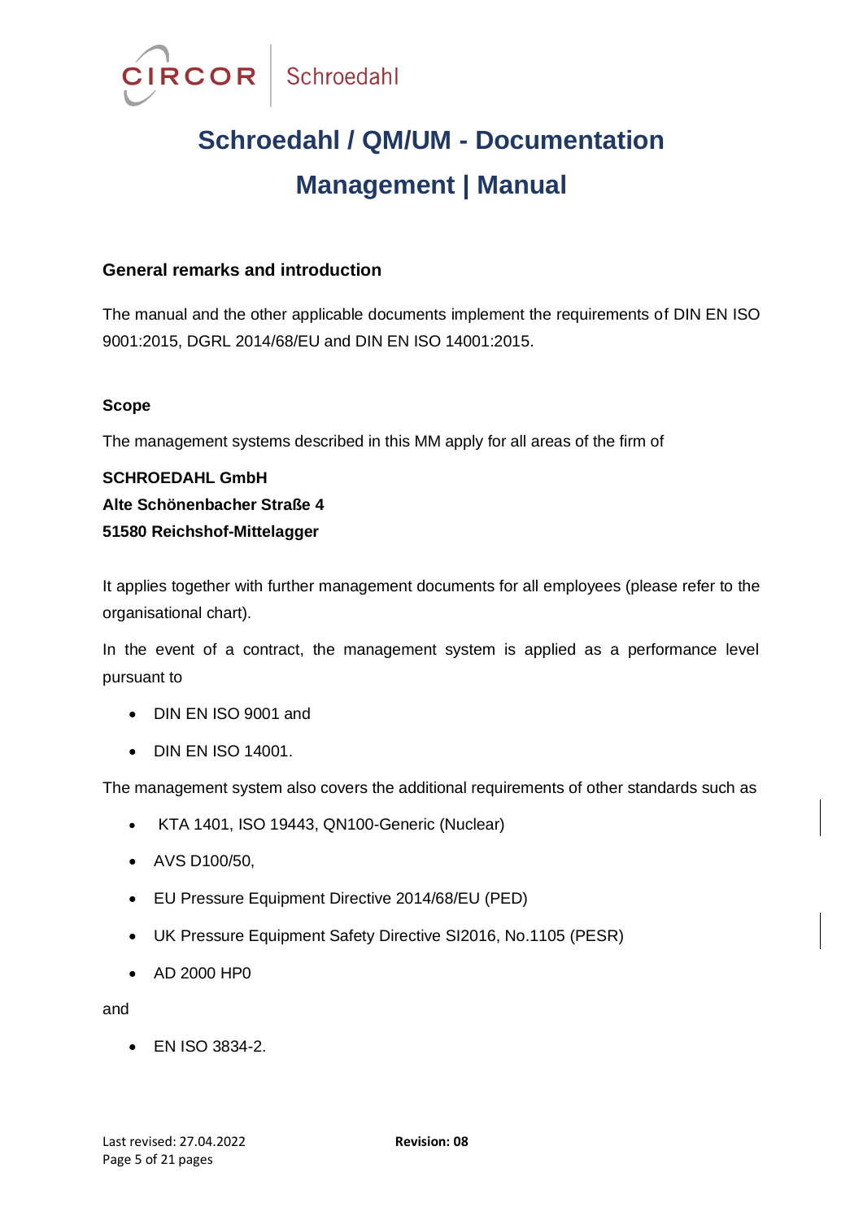# Schroedahl / QM/UM - Documentation Management | Manual

## General remarks and introduction

The manual and the other applicable documents implement the requirements of DIN EN ISO 9001:2015, DGRL 2014/68/EU and DIN EN ISO 14001:2015.

### Scope

The management systems described in this MM apply for all areas of the firm of

**SCHROEDAHL GmbH**
**Alte Schönenbacher Straße 4**
**51580 Reichshof-Mittelagger**

It applies together with further management documents for all employees (please refer to the organisational chart).

In the event of a contract, the management system is applied as a performance level pursuant to

- DIN EN ISO 9001 and
- DIN EN ISO 14001.

The management system also covers the additional requirements of other standards such as

- KTA 1401, ISO 19443, QN100-Generic (Nuclear)
- AVS D100/50,
- EU Pressure Equipment Directive 2014/68/EU (PED)
- UK Pressure Equipment Safety Directive SI2016, No.1105 (PESR)
- AD 2000 HP0

and

- EN ISO 3834-2.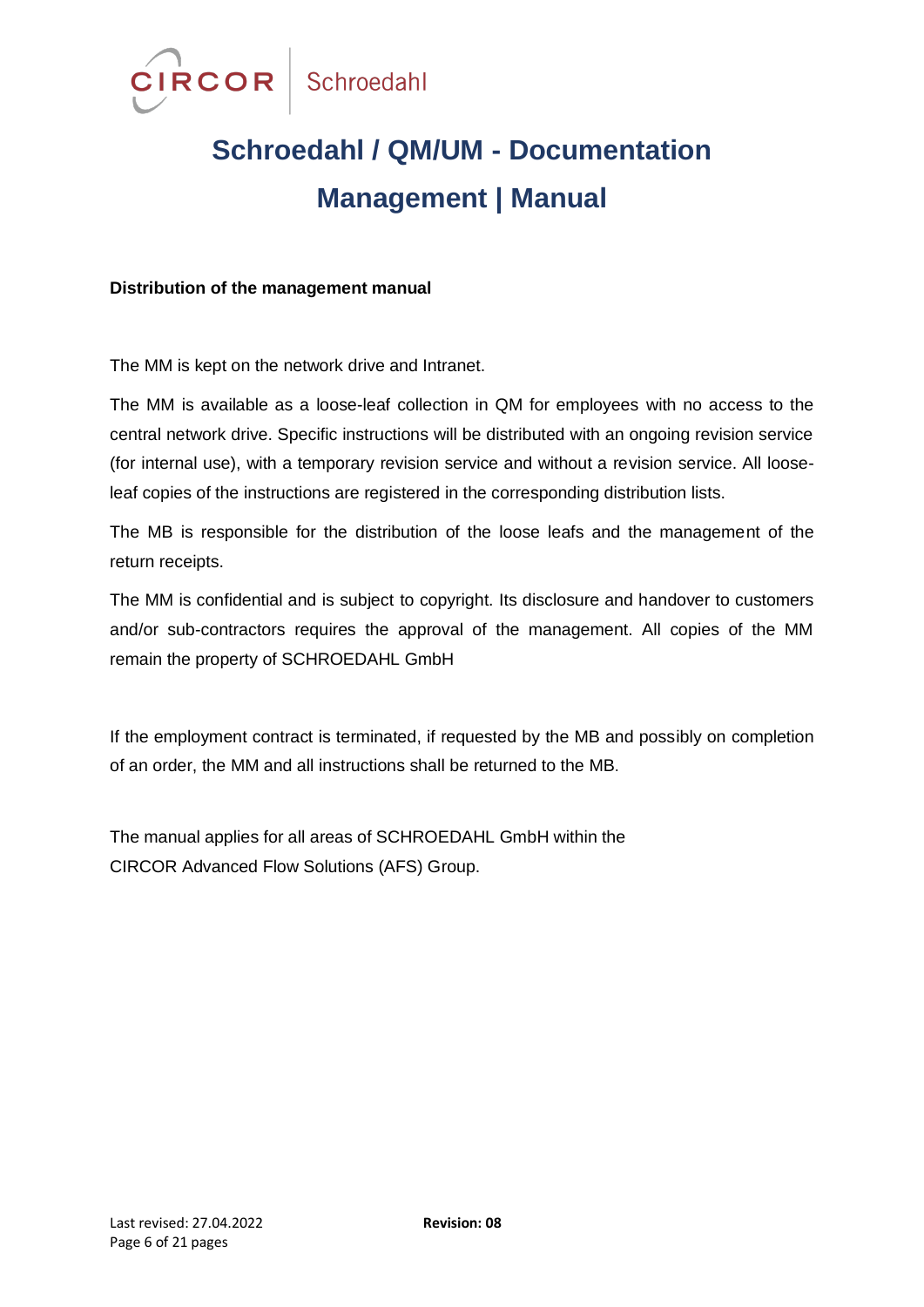**Distribution of the management manual**

The MM is kept on the network drive and Intranet.

The MM is available as a loose-leaf collection in QM for employees with no access to the central network drive. Specific instructions will be distributed with an ongoing revision service (for internal use), with a temporary revision service and without a revision service. All loose-leaf copies of the instructions are registered in the corresponding distribution lists.

The MB is responsible for the distribution of the loose leafs and the management of the return receipts.

The MM is confidential and is subject to copyright. Its disclosure and handover to customers and/or sub-contractors requires the approval of the management. All copies of the MM remain the property of SCHROEDAHL GmbH

If the employment contract is terminated, if requested by the MB and possibly on completion of an order, the MM and all instructions shall be returned to the MB.

The manual applies for all areas of SCHROEDAHL GmbH within the
CIRCOR Advanced Flow Solutions (AFS) Group.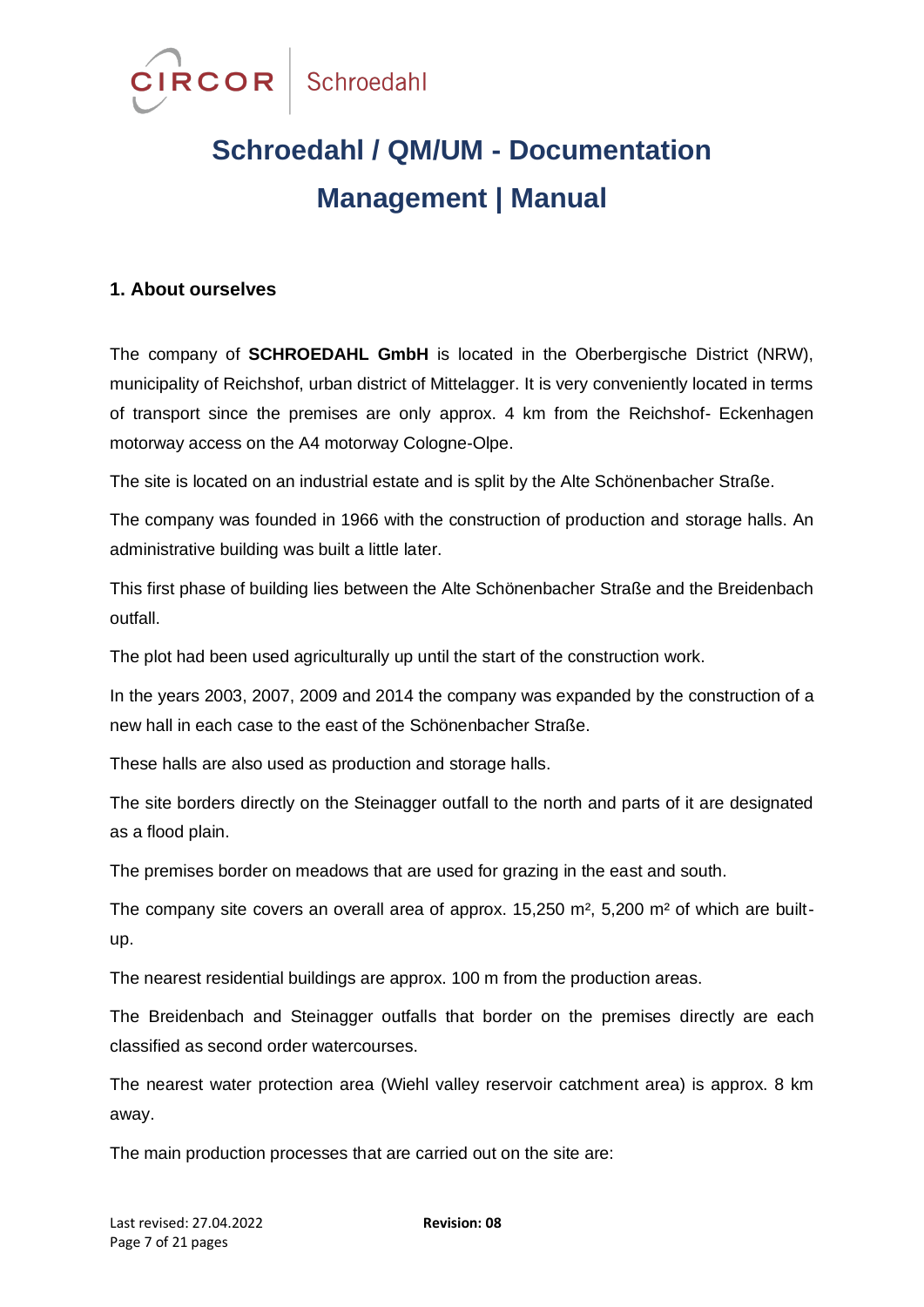# Schroedahl / QM/UM - Documentation Management | Manual

### 1. About ourselves

The company of **SCHROEDAHL GmbH** is located in the Oberbergische District (NRW), municipality of Reichshof, urban district of Mittelagger. It is very conveniently located in terms of transport since the premises are only approx. 4 km from the Reichshof- Eckenhagen motorway access on the A4 motorway Cologne-Olpe.

The site is located on an industrial estate and is split by the Alte Schönenbacher Straße.

The company was founded in 1966 with the construction of production and storage halls. An administrative building was built a little later.

This first phase of building lies between the Alte Schönenbacher Straße and the Breidenbach outfall.

The plot had been used agriculturally up until the start of the construction work.

In the years 2003, 2007, 2009 and 2014 the company was expanded by the construction of a new hall in each case to the east of the Schönenbacher Straße.

These halls are also used as production and storage halls.

The site borders directly on the Steinagger outfall to the north and parts of it are designated as a flood plain.

The premises border on meadows that are used for grazing in the east and south.

The company site covers an overall area of approx. 15,250 m², 5,200 m² of which are built-up.

The nearest residential buildings are approx. 100 m from the production areas.

The Breidenbach and Steinagger outfalls that border on the premises directly are each classified as second order watercourses.

The nearest water protection area (Wiehl valley reservoir catchment area) is approx. 8 km away.

The main production processes that are carried out on the site are: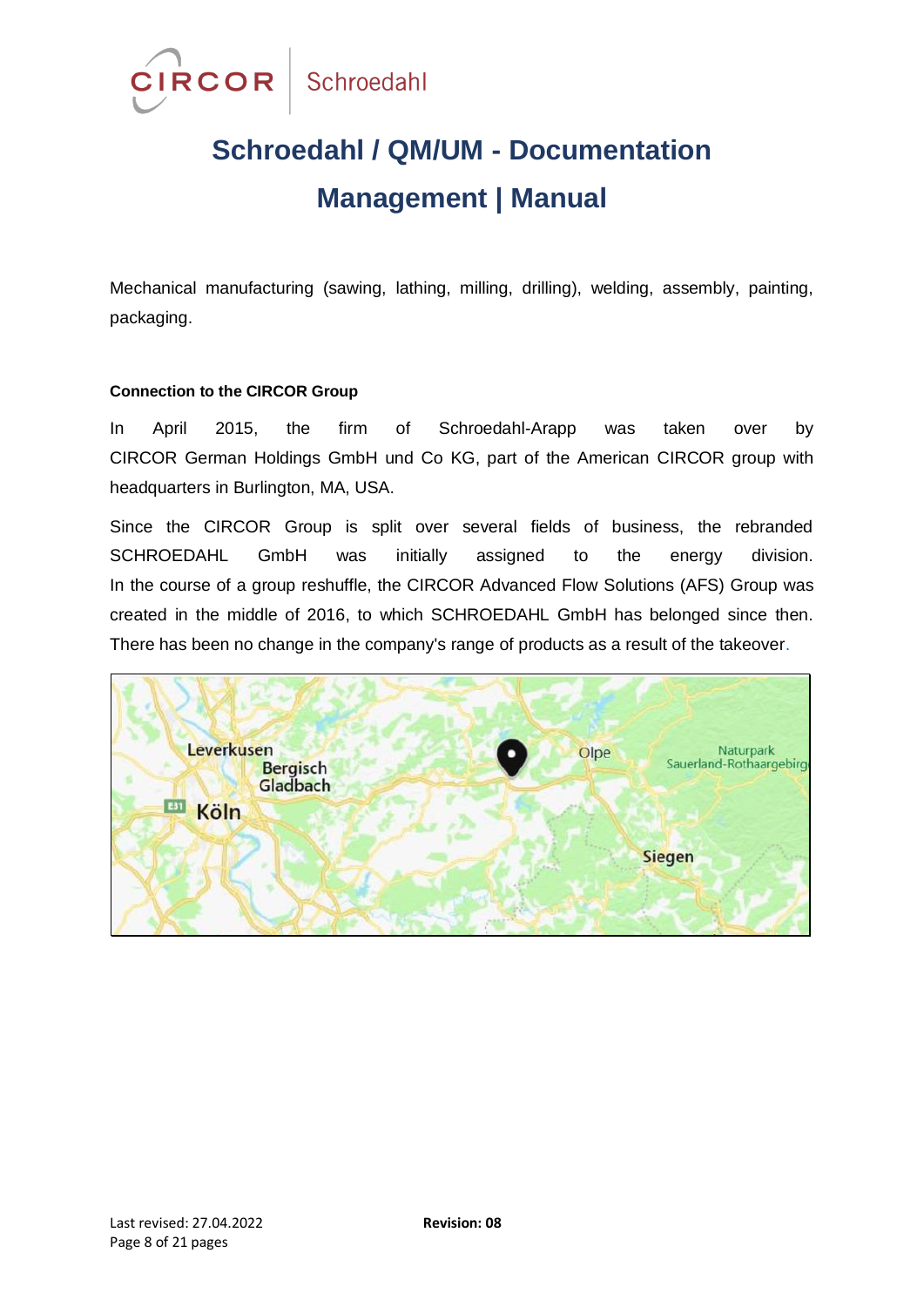Mechanical manufacturing (sawing, lathing, milling, drilling), welding, assembly, painting, packaging.

**Connection to the CIRCOR Group**

In April 2015, the firm of Schroedahl-Arapp was taken over by CIRCOR German Holdings GmbH und Co KG, part of the American CIRCOR group with headquarters in Burlington, MA, USA.

Since the CIRCOR Group is split over several fields of business, the rebranded SCHROEDAHL GmbH was initially assigned to the energy division. In the course of a group reshuffle, the CIRCOR Advanced Flow Solutions (AFS) Group was created in the middle of 2016, to which SCHROEDAHL GmbH has belonged since then. There has been no change in the company's range of products as a result of the takeover.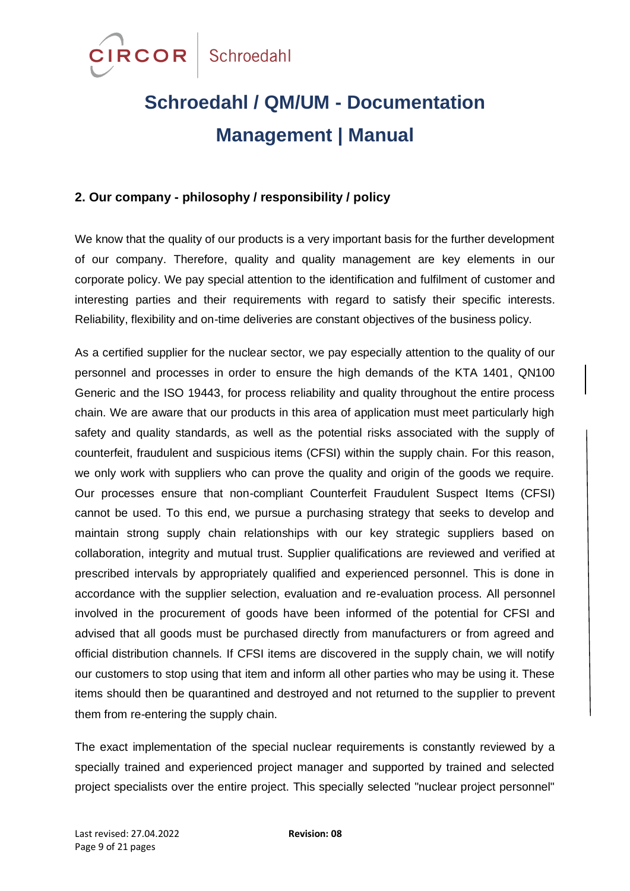## 2. Our company - philosophy / responsibility / policy

We know that the quality of our products is a very important basis for the further development of our company. Therefore, quality and quality management are key elements in our corporate policy. We pay special attention to the identification and fulfilment of customer and interesting parties and their requirements with regard to satisfy their specific interests. Reliability, flexibility and on-time deliveries are constant objectives of the business policy.

As a certified supplier for the nuclear sector, we pay especially attention to the quality of our personnel and processes in order to ensure the high demands of the KTA 1401, QN100 Generic and the ISO 19443, for process reliability and quality throughout the entire process chain. We are aware that our products in this area of application must meet particularly high safety and quality standards, as well as the potential risks associated with the supply of counterfeit, fraudulent and suspicious items (CFSI) within the supply chain. For this reason, we only work with suppliers who can prove the quality and origin of the goods we require. Our processes ensure that non-compliant Counterfeit Fraudulent Suspect Items (CFSI) cannot be used. To this end, we pursue a purchasing strategy that seeks to develop and maintain strong supply chain relationships with our key strategic suppliers based on collaboration, integrity and mutual trust. Supplier qualifications are reviewed and verified at prescribed intervals by appropriately qualified and experienced personnel. This is done in accordance with the supplier selection, evaluation and re-evaluation process. All personnel involved in the procurement of goods have been informed of the potential for CFSI and advised that all goods must be purchased directly from manufacturers or from agreed and official distribution channels. If CFSI items are discovered in the supply chain, we will notify our customers to stop using that item and inform all other parties who may be using it. These items should then be quarantined and destroyed and not returned to the supplier to prevent them from re-entering the supply chain.

The exact implementation of the special nuclear requirements is constantly reviewed by a specially trained and experienced project manager and supported by trained and selected project specialists over the entire project. This specially selected "nuclear project personnel"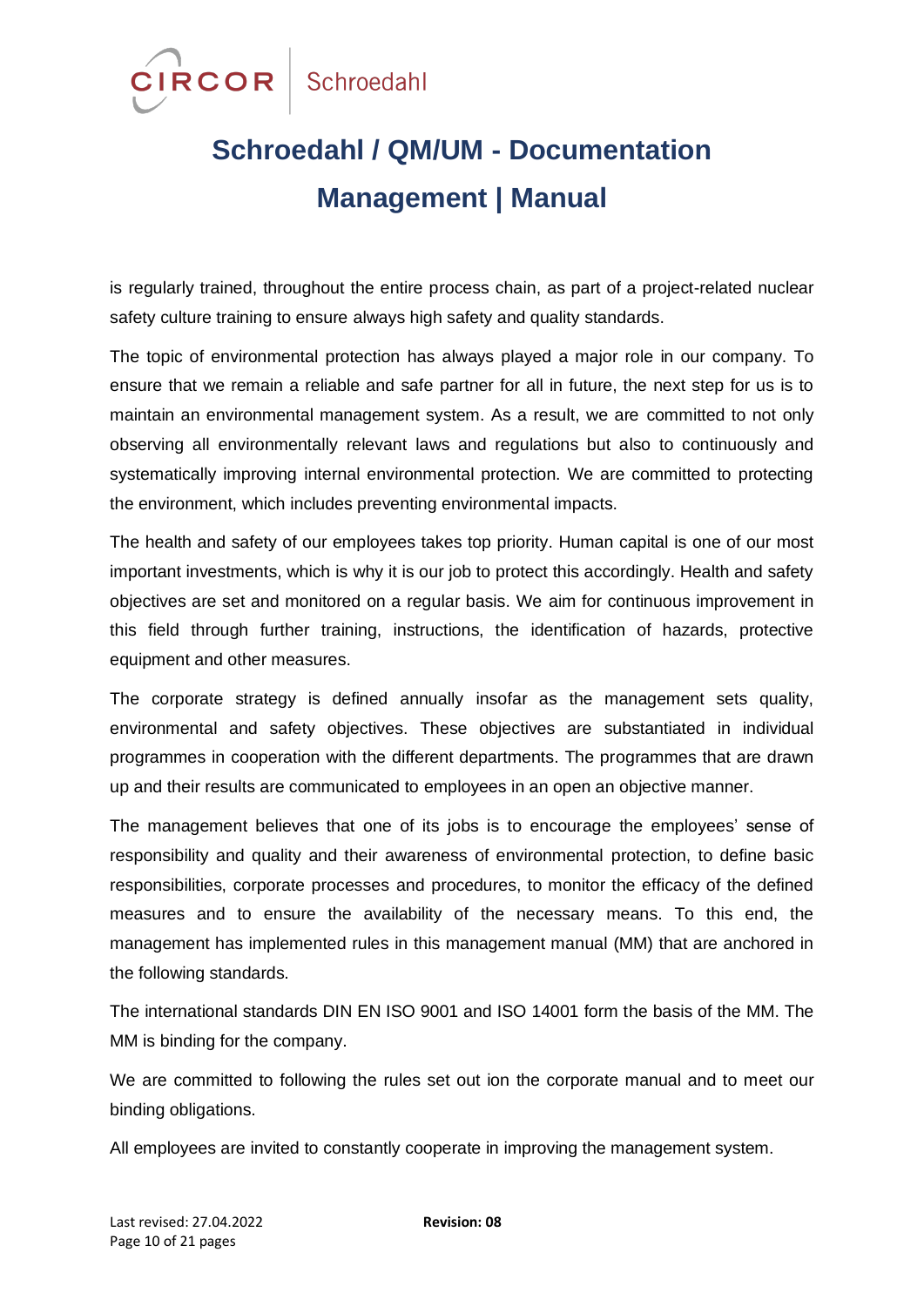is regularly trained, throughout the entire process chain, as part of a project-related nuclear safety culture training to ensure always high safety and quality standards.

The topic of environmental protection has always played a major role in our company. To ensure that we remain a reliable and safe partner for all in future, the next step for us is to maintain an environmental management system. As a result, we are committed to not only observing all environmentally relevant laws and regulations but also to continuously and systematically improving internal environmental protection. We are committed to protecting the environment, which includes preventing environmental impacts.

The health and safety of our employees takes top priority. Human capital is one of our most important investments, which is why it is our job to protect this accordingly. Health and safety objectives are set and monitored on a regular basis. We aim for continuous improvement in this field through further training, instructions, the identification of hazards, protective equipment and other measures.

The corporate strategy is defined annually insofar as the management sets quality, environmental and safety objectives. These objectives are substantiated in individual programmes in cooperation with the different departments. The programmes that are drawn up and their results are communicated to employees in an open an objective manner.

The management believes that one of its jobs is to encourage the employees' sense of responsibility and quality and their awareness of environmental protection, to define basic responsibilities, corporate processes and procedures, to monitor the efficacy of the defined measures and to ensure the availability of the necessary means. To this end, the management has implemented rules in this management manual (MM) that are anchored in the following standards.

The international standards DIN EN ISO 9001 and ISO 14001 form the basis of the MM. The MM is binding for the company.

We are committed to following the rules set out ion the corporate manual and to meet our binding obligations.

All employees are invited to constantly cooperate in improving the management system.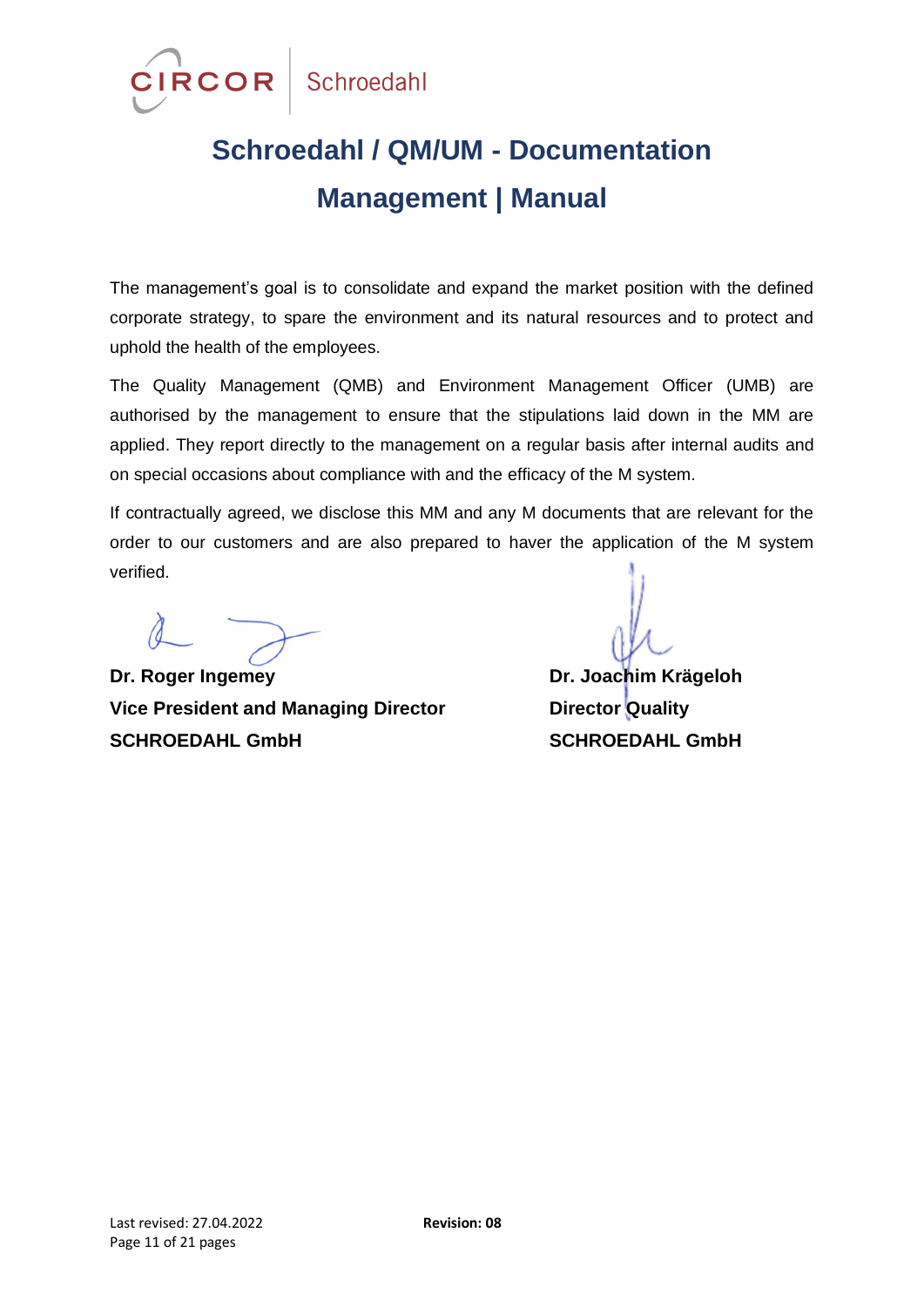The management's goal is to consolidate and expand the market position with the defined corporate strategy, to spare the environment and its natural resources and to protect and uphold the health of the employees.

The Quality Management (QMB) and Environment Management Officer (UMB) are authorised by the management to ensure that the stipulations laid down in the MM are applied. They report directly to the management on a regular basis after internal audits and on special occasions about compliance with and the efficacy of the M system.

If contractually agreed, we disclose this MM and any M documents that are relevant for the order to our customers and are also prepared to haver the application of the M system verified.

**Dr. Roger Ingemey**
**Vice President and Managing Director**
**SCHROEDAHL GmbH**

**Dr. Joachim Krägeloh**
**Director Quality**
**SCHROEDAHL GmbH**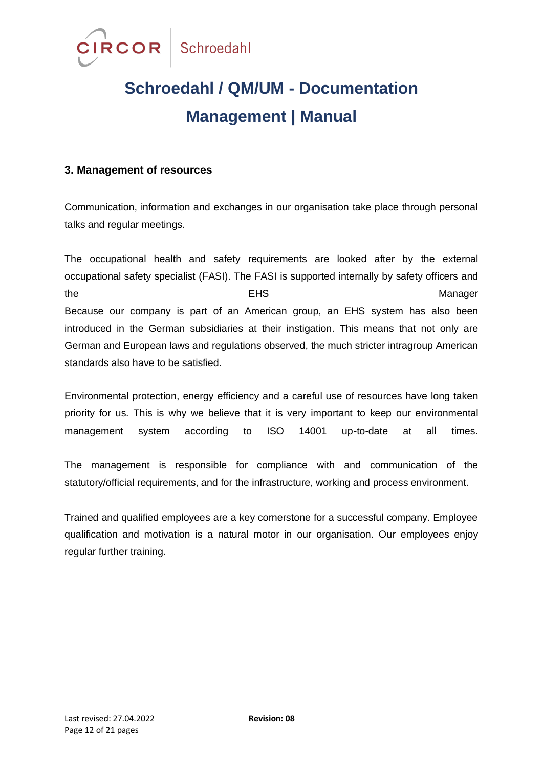### 3. Management of resources

Communication, information and exchanges in our organisation take place through personal talks and regular meetings.

The occupational health and safety requirements are looked after by the external occupational safety specialist (FASI). The FASI is supported internally by safety officers and the EHS Manager
Because our company is part of an American group, an EHS system has also been introduced in the German subsidiaries at their instigation. This means that not only are German and European laws and regulations observed, the much stricter intragroup American standards also have to be satisfied.

Environmental protection, energy efficiency and a careful use of resources have long taken priority for us. This is why we believe that it is very important to keep our environmental management system according to ISO 14001 up-to-date at all times.

The management is responsible for compliance with and communication of the statutory/official requirements, and for the infrastructure, working and process environment.

Trained and qualified employees are a key cornerstone for a successful company. Employee qualification and motivation is a natural motor in our organisation. Our employees enjoy regular further training.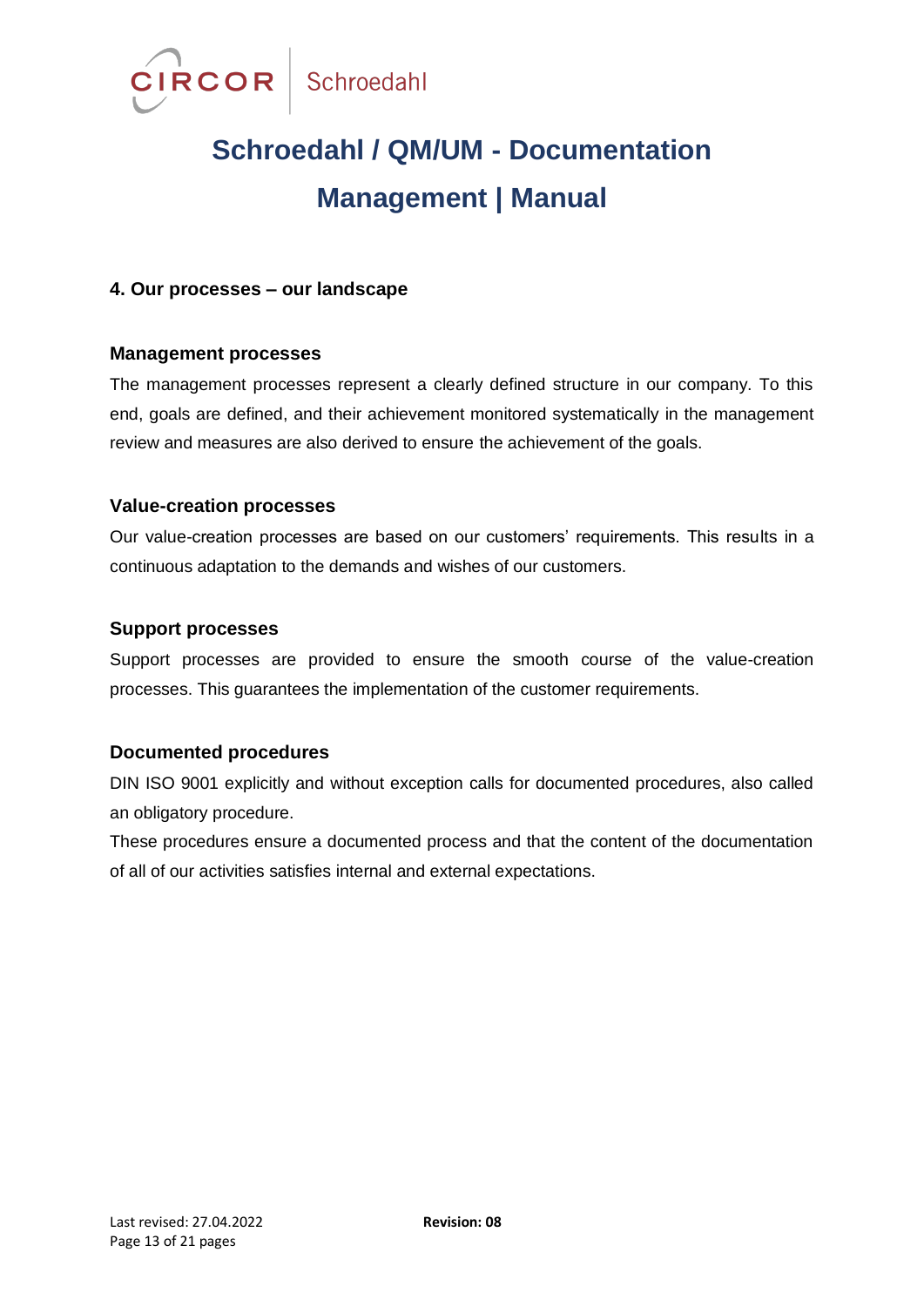## 4. Our processes – our landscape

### Management processes

The management processes represent a clearly defined structure in our company. To this end, goals are defined, and their achievement monitored systematically in the management review and measures are also derived to ensure the achievement of the goals.

### Value-creation processes

Our value-creation processes are based on our customers' requirements. This results in a continuous adaptation to the demands and wishes of our customers.

### Support processes

Support processes are provided to ensure the smooth course of the value-creation processes. This guarantees the implementation of the customer requirements.

### Documented procedures

DIN ISO 9001 explicitly and without exception calls for documented procedures, also called an obligatory procedure.

These procedures ensure a documented process and that the content of the documentation of all of our activities satisfies internal and external expectations.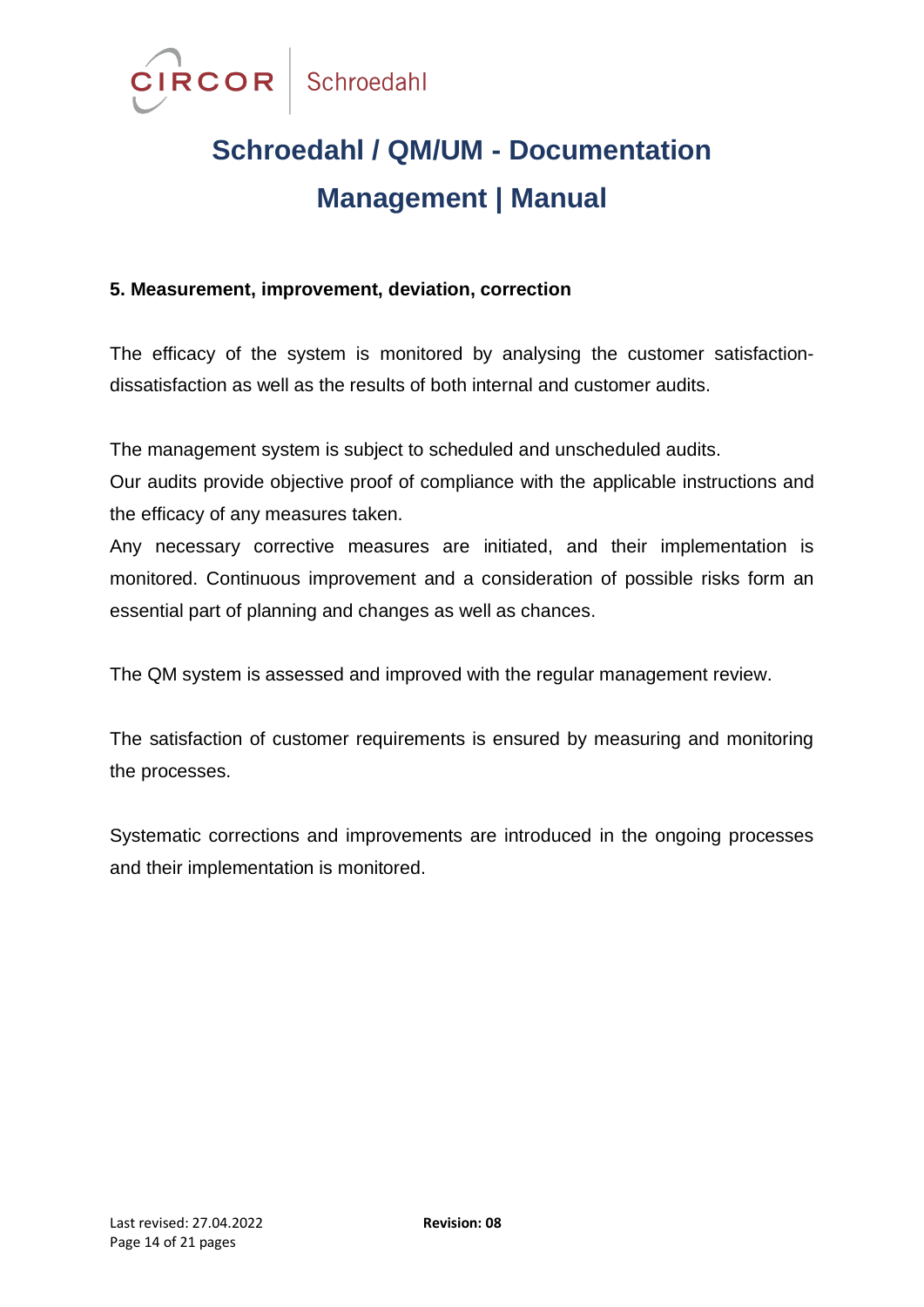## 5. Measurement, improvement, deviation, correction

The efficacy of the system is monitored by analysing the customer satisfaction-dissatisfaction as well as the results of both internal and customer audits.

The management system is subject to scheduled and unscheduled audits.
Our audits provide objective proof of compliance with the applicable instructions and the efficacy of any measures taken.
Any necessary corrective measures are initiated, and their implementation is monitored. Continuous improvement and a consideration of possible risks form an essential part of planning and changes as well as chances.

The QM system is assessed and improved with the regular management review.

The satisfaction of customer requirements is ensured by measuring and monitoring the processes.

Systematic corrections and improvements are introduced in the ongoing processes and their implementation is monitored.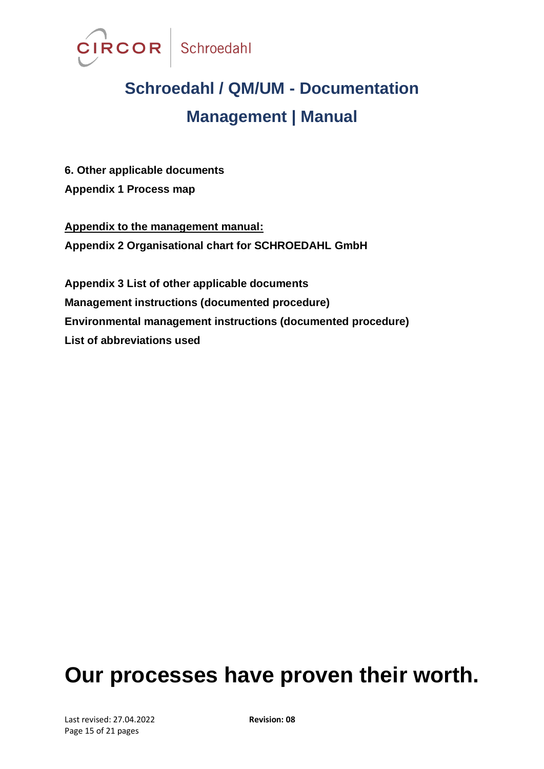**6. Other applicable documents**

**Appendix 1 Process map**

**<u>Appendix to the management manual:</u>**

**Appendix 2 Organisational chart for SCHROEDAHL GmbH**

**Appendix 3 List of other applicable documents**

**Management instructions (documented procedure)**

**Environmental management instructions (documented procedure)**

**List of abbreviations used**

# Our processes have proven their worth.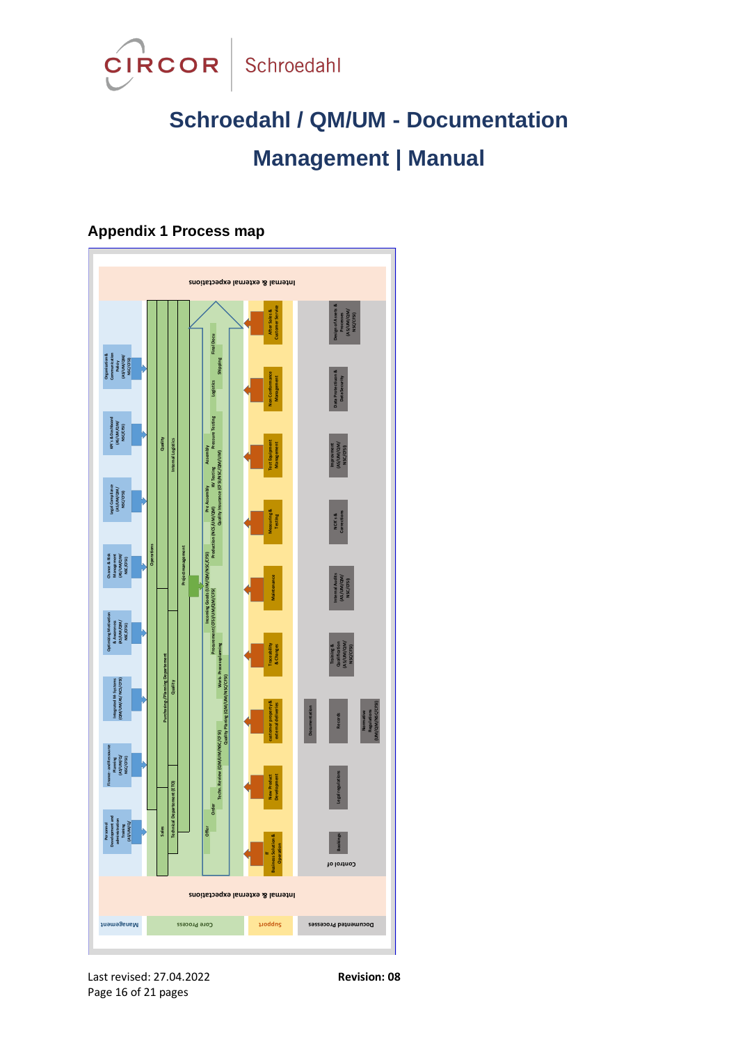# Schroedahl / QM/UM - Documentation

# Management | Manual

### Appendix 1 Process map

Internal & external expectations

Management:
- Organisation & Communication Policy (AS/UM/QM/NSC/CFS)
- KPI's & Dashboard (AS/UM/QM/NSC/CFS)
- Legal Compliance (AS/UM/QM/NSC/CFS)
- Chance & Risk Management (AS/UM/QM/NSC/CFS)
- Operating Motivation & Awareness (AS/UM/QM/NSC/CFS)
- Integrated M. Systems (QM/UM/AS/NSC/CFS)
- Finance- and Resource Planning (AS/UM/QM/NSC/CFS)
- Personnel Development and administration Training (AS/UM/Q)

Core Process:
- Sales
- Technical Department (ETO)
- Purchasing/Planning Department
- Quality
- Operations
- Internal Logistics
- Project management
- Offer
- Order
- Techn. Review (QM/UM/NSC/CFS)
- Quality Planing (QM/UM/NSC/CFS)
- Work- Processplanning
- Procurement (CFS/UM/QM/CFS)
- Incoming Goods (UM/QM/NSC/CFS)
- Production (NCS/UM/QM)
- Quality Insurance (CFS/NSC/QM/UM)
- Pre Assembly
- W Testing
- Assembly
- Pressure Testing
- Logistics
- Shipping
- Final Docu

Support:
- IT Business Solution & Operation
- New Product Development
- customer property & external deliveries
- Traceability & Changes
- Maintenance
- Measuring & Testing
- Test Equipment Management
- Non Conformance Management
- After Sales & Customer Service

Documented Processes:
- Control of Bookings
- Legal requirements
- Documentation
- Records
- Normative Regulation (UM/QM/NSC/CFS)
- Training & Qualification (AS/UM/QM/NSC/CFS)
- Internal Audits (AS/UM/QM/NSC/CFS)
- NCR's & Corrections
- Improvement (AS/UM/QM/NSC/CFS)
- Data Protection & Data Security
- Design of Assets & Processes (AS/UM/QM/NSC/CFS)

Internal & external expectations

Last revised: 27.04.2022

**Revision: 08**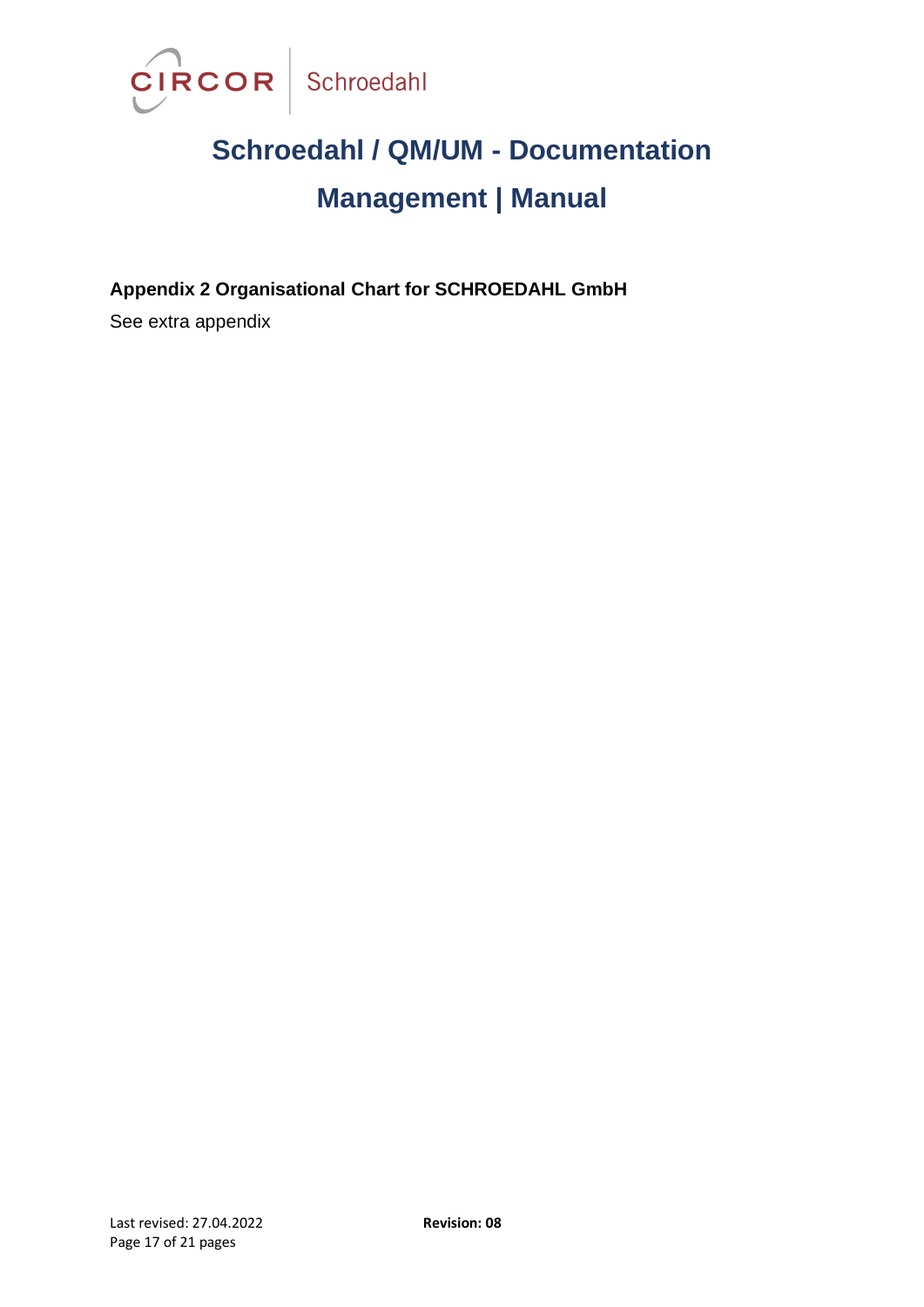## Appendix 2 Organisational Chart for SCHROEDAHL GmbH

See extra appendix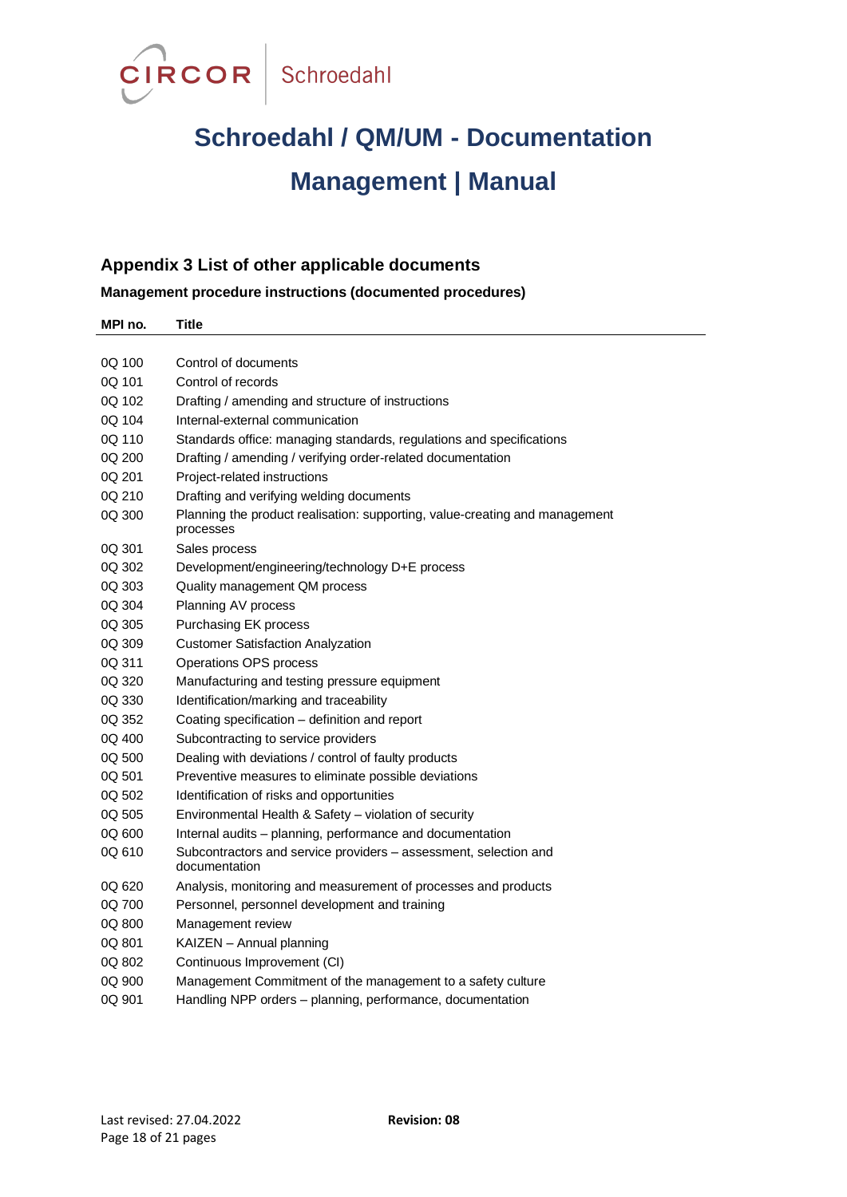# Schroedahl / QM/UM - Documentation Management | Manual

## Appendix 3 List of other applicable documents

**Management procedure instructions (documented procedures)**

| MPI no. | Title |
|---|---|
| 0Q 100 | Control of documents |
| 0Q 101 | Control of records |
| 0Q 102 | Drafting / amending and structure of instructions |
| 0Q 104 | Internal-external communication |
| 0Q 110 | Standards office: managing standards, regulations and specifications |
| 0Q 200 | Drafting / amending / verifying order-related documentation |
| 0Q 201 | Project-related instructions |
| 0Q 210 | Drafting and verifying welding documents |
| 0Q 300 | Planning the product realisation: supporting, value-creating and management processes |
| 0Q 301 | Sales process |
| 0Q 302 | Development/engineering/technology D+E process |
| 0Q 303 | Quality management QM process |
| 0Q 304 | Planning AV process |
| 0Q 305 | Purchasing EK process |
| 0Q 309 | Customer Satisfaction Analyzation |
| 0Q 311 | Operations OPS process |
| 0Q 320 | Manufacturing and testing pressure equipment |
| 0Q 330 | Identification/marking and traceability |
| 0Q 352 | Coating specification – definition and report |
| 0Q 400 | Subcontracting to service providers |
| 0Q 500 | Dealing with deviations / control of faulty products |
| 0Q 501 | Preventive measures to eliminate possible deviations |
| 0Q 502 | Identification of risks and opportunities |
| 0Q 505 | Environmental Health & Safety – violation of security |
| 0Q 600 | Internal audits – planning, performance and documentation |
| 0Q 610 | Subcontractors and service providers – assessment, selection and documentation |
| 0Q 620 | Analysis, monitoring and measurement of processes and products |
| 0Q 700 | Personnel, personnel development and training |
| 0Q 800 | Management review |
| 0Q 801 | KAIZEN – Annual planning |
| 0Q 802 | Continuous Improvement (CI) |
| 0Q 900 | Management Commitment of the management to a safety culture |
| 0Q 901 | Handling NPP orders – planning, performance, documentation |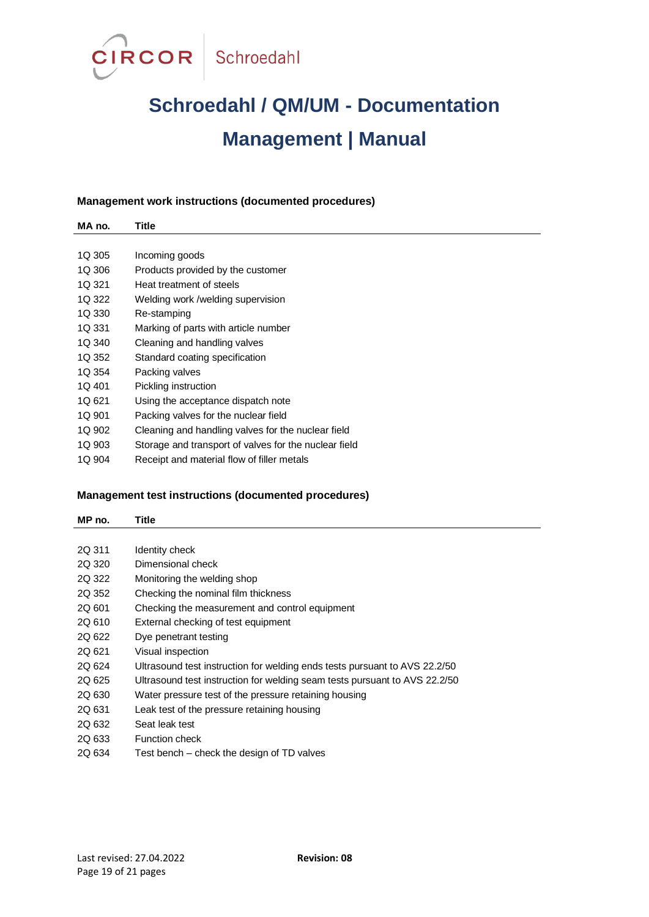## Management work instructions (documented procedures)

| MA no. | Title |
|---|---|
| 1Q 305 | Incoming goods |
| 1Q 306 | Products provided by the customer |
| 1Q 321 | Heat treatment of steels |
| 1Q 322 | Welding work /welding supervision |
| 1Q 330 | Re-stamping |
| 1Q 331 | Marking of parts with article number |
| 1Q 340 | Cleaning and handling valves |
| 1Q 352 | Standard coating specification |
| 1Q 354 | Packing valves |
| 1Q 401 | Pickling instruction |
| 1Q 621 | Using the acceptance dispatch note |
| 1Q 901 | Packing valves for the nuclear field |
| 1Q 902 | Cleaning and handling valves for the nuclear field |
| 1Q 903 | Storage and transport of valves for the nuclear field |
| 1Q 904 | Receipt and material flow of filler metals |

## Management test instructions (documented procedures)

| MP no. | Title |
|---|---|
| 2Q 311 | Identity check |
| 2Q 320 | Dimensional check |
| 2Q 322 | Monitoring the welding shop |
| 2Q 352 | Checking the nominal film thickness |
| 2Q 601 | Checking the measurement and control equipment |
| 2Q 610 | External checking of test equipment |
| 2Q 622 | Dye penetrant testing |
| 2Q 621 | Visual inspection |
| 2Q 624 | Ultrasound test instruction for welding ends tests pursuant to AVS 22.2/50 |
| 2Q 625 | Ultrasound test instruction for welding seam tests pursuant to AVS 22.2/50 |
| 2Q 630 | Water pressure test of the pressure retaining housing |
| 2Q 631 | Leak test of the pressure retaining housing |
| 2Q 632 | Seat leak test |
| 2Q 633 | Function check |
| 2Q 634 | Test bench – check the design of TD valves |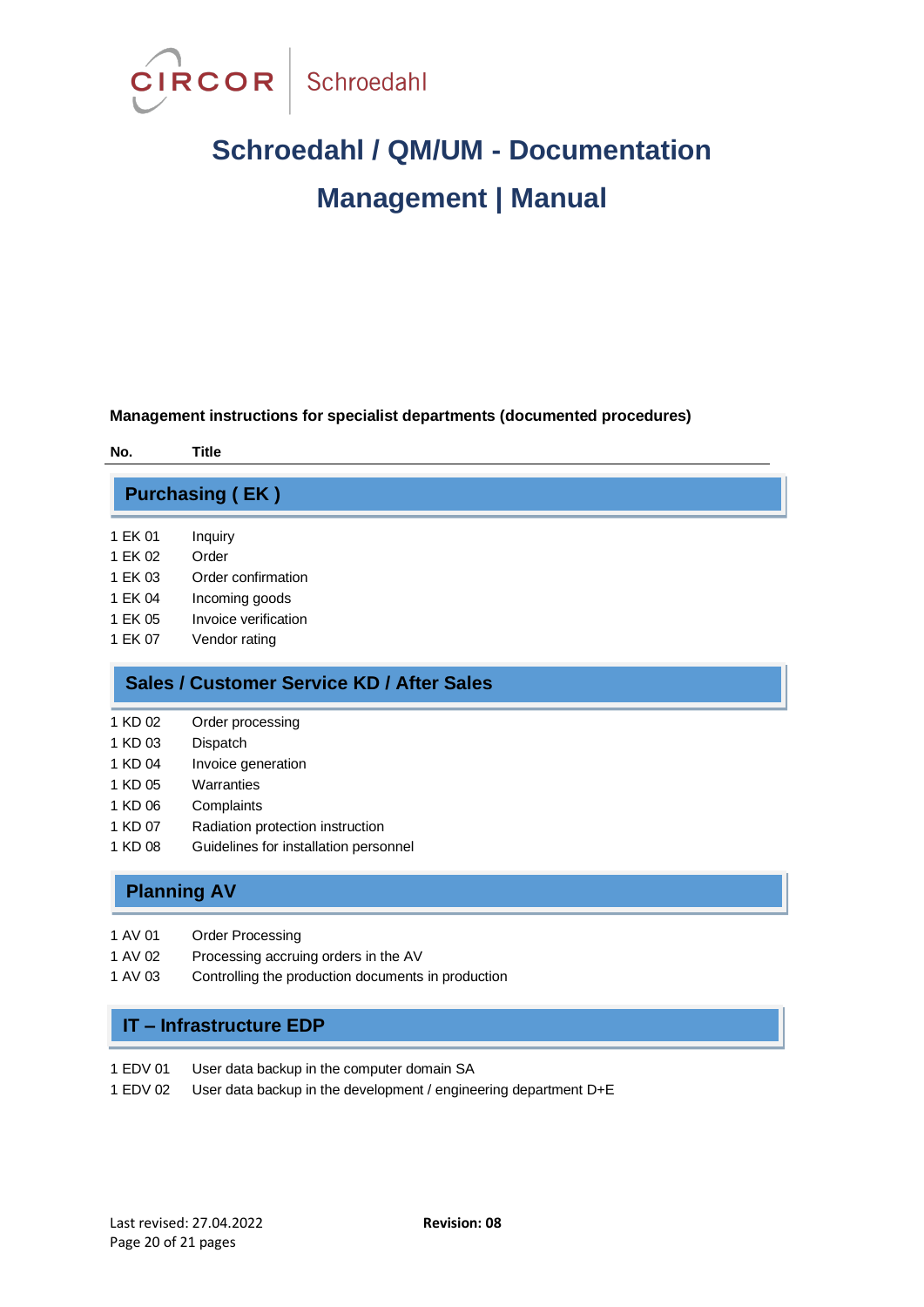# Schroedahl / QM/UM - Documentation

# Management | Manual

**Management instructions for specialist departments (documented procedures)**

| No. | Title |
|---|---|

## Purchasing ( EK )

| No. | Title |
|---|---|
| 1 EK 01 | Inquiry |
| 1 EK 02 | Order |
| 1 EK 03 | Order confirmation |
| 1 EK 04 | Incoming goods |
| 1 EK 05 | Invoice verification |
| 1 EK 07 | Vendor rating |

## Sales / Customer Service KD / After Sales

| No. | Title |
|---|---|
| 1 KD 02 | Order processing |
| 1 KD 03 | Dispatch |
| 1 KD 04 | Invoice generation |
| 1 KD 05 | Warranties |
| 1 KD 06 | Complaints |
| 1 KD 07 | Radiation protection instruction |
| 1 KD 08 | Guidelines for installation personnel |

## Planning AV

| No. | Title |
|---|---|
| 1 AV 01 | Order Processing |
| 1 AV 02 | Processing accruing orders in the AV |
| 1 AV 03 | Controlling the production documents in production |

## IT – Infrastructure EDP

| No. | Title |
|---|---|
| 1 EDV 01 | User data backup in the computer domain SA |
| 1 EDV 02 | User data backup in the development / engineering department D+E |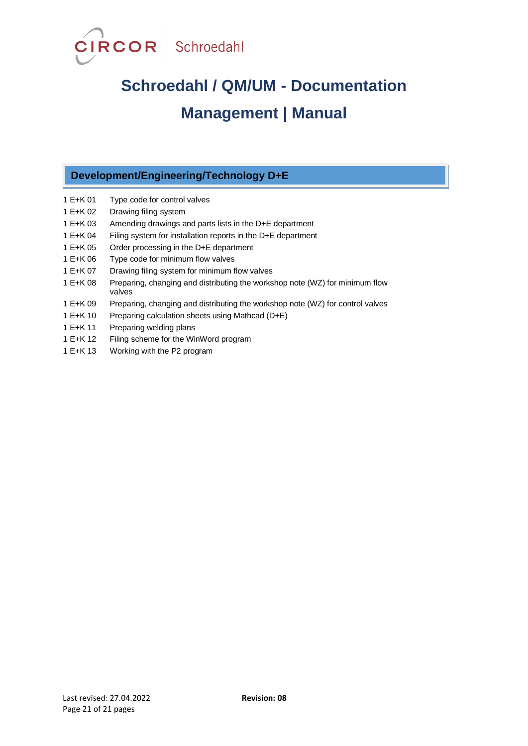# Schroedahl / QM/UM - Documentation Management | Manual

## Development/Engineering/Technology D+E

| | |
|---|---|
| 1 E+K 01 | Type code for control valves |
| 1 E+K 02 | Drawing filing system |
| 1 E+K 03 | Amending drawings and parts lists in the D+E department |
| 1 E+K 04 | Filing system for installation reports in the D+E department |
| 1 E+K 05 | Order processing in the D+E department |
| 1 E+K 06 | Type code for minimum flow valves |
| 1 E+K 07 | Drawing filing system for minimum flow valves |
| 1 E+K 08 | Preparing, changing and distributing the workshop note (WZ) for minimum flow valves |
| 1 E+K 09 | Preparing, changing and distributing the workshop note (WZ) for control valves |
| 1 E+K 10 | Preparing calculation sheets using Mathcad (D+E) |
| 1 E+K 11 | Preparing welding plans |
| 1 E+K 12 | Filing scheme for the WinWord program |
| 1 E+K 13 | Working with the P2 program |

Last revised: 27.04.2022

**Revision: 08**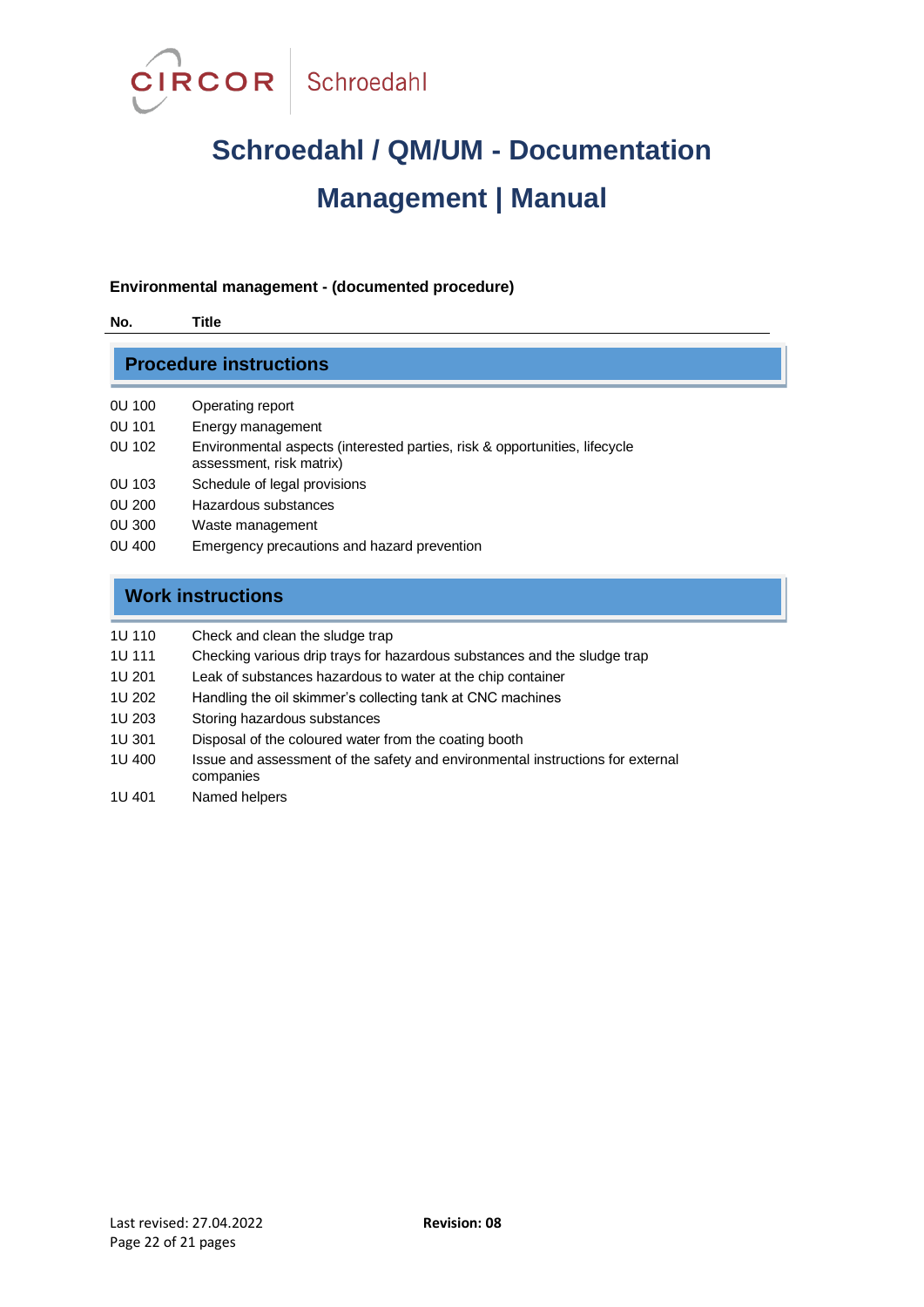# Schroedahl / QM/UM - Documentation Management | Manual

**Environmental management - (documented procedure)**

| No. | Title |
|---|---|
| **Procedure instructions** | |
| 0U 100 | Operating report |
| 0U 101 | Energy management |
| 0U 102 | Environmental aspects (interested parties, risk & opportunities, lifecycle assessment, risk matrix) |
| 0U 103 | Schedule of legal provisions |
| 0U 200 | Hazardous substances |
| 0U 300 | Waste management |
| 0U 400 | Emergency precautions and hazard prevention |
| **Work instructions** | |
| 1U 110 | Check and clean the sludge trap |
| 1U 111 | Checking various drip trays for hazardous substances and the sludge trap |
| 1U 201 | Leak of substances hazardous to water at the chip container |
| 1U 202 | Handling the oil skimmer's collecting tank at CNC machines |
| 1U 203 | Storing hazardous substances |
| 1U 301 | Disposal of the coloured water from the coating booth |
| 1U 400 | Issue and assessment of the safety and environmental instructions for external companies |
| 1U 401 | Named helpers |

Last revised: 27.04.2022 **Revision: 08**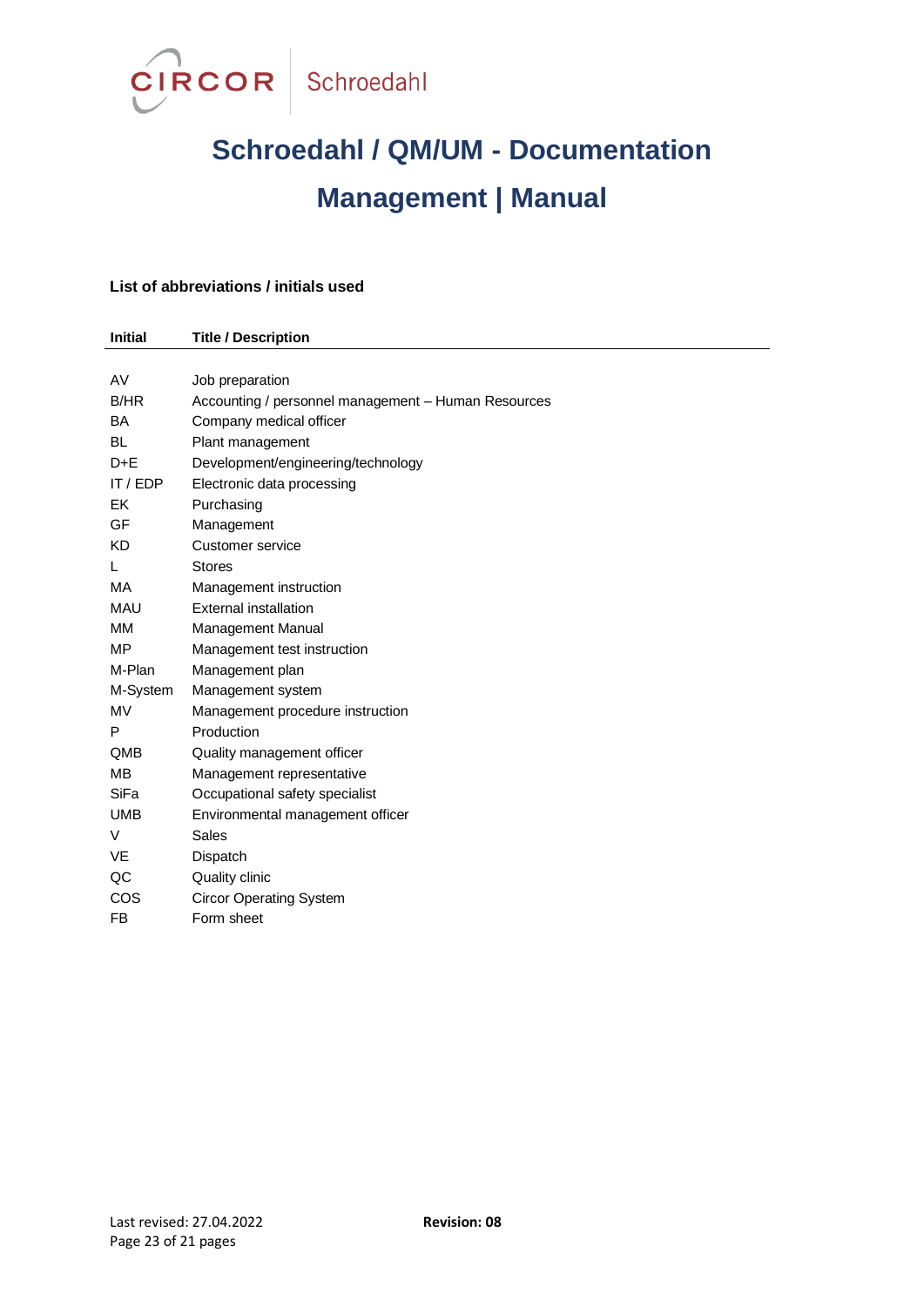# Schroedahl / QM/UM - Documentation Management | Manual

**List of abbreviations / initials used**

| Initial | Title / Description |
|---|---|
| AV | Job preparation |
| B/HR | Accounting / personnel management – Human Resources |
| BA | Company medical officer |
| BL | Plant management |
| D+E | Development/engineering/technology |
| IT / EDP | Electronic data processing |
| EK | Purchasing |
| GF | Management |
| KD | Customer service |
| L | Stores |
| MA | Management instruction |
| MAU | External installation |
| MM | Management Manual |
| MP | Management test instruction |
| M-Plan | Management plan |
| M-System | Management system |
| MV | Management procedure instruction |
| P | Production |
| QMB | Quality management officer |
| MB | Management representative |
| SiFa | Occupational safety specialist |
| UMB | Environmental management officer |
| V | Sales |
| VE | Dispatch |
| QC | Quality clinic |
| COS | Circor Operating System |
| FB | Form sheet |

Last revised: 27.04.2022 **Revision: 08**